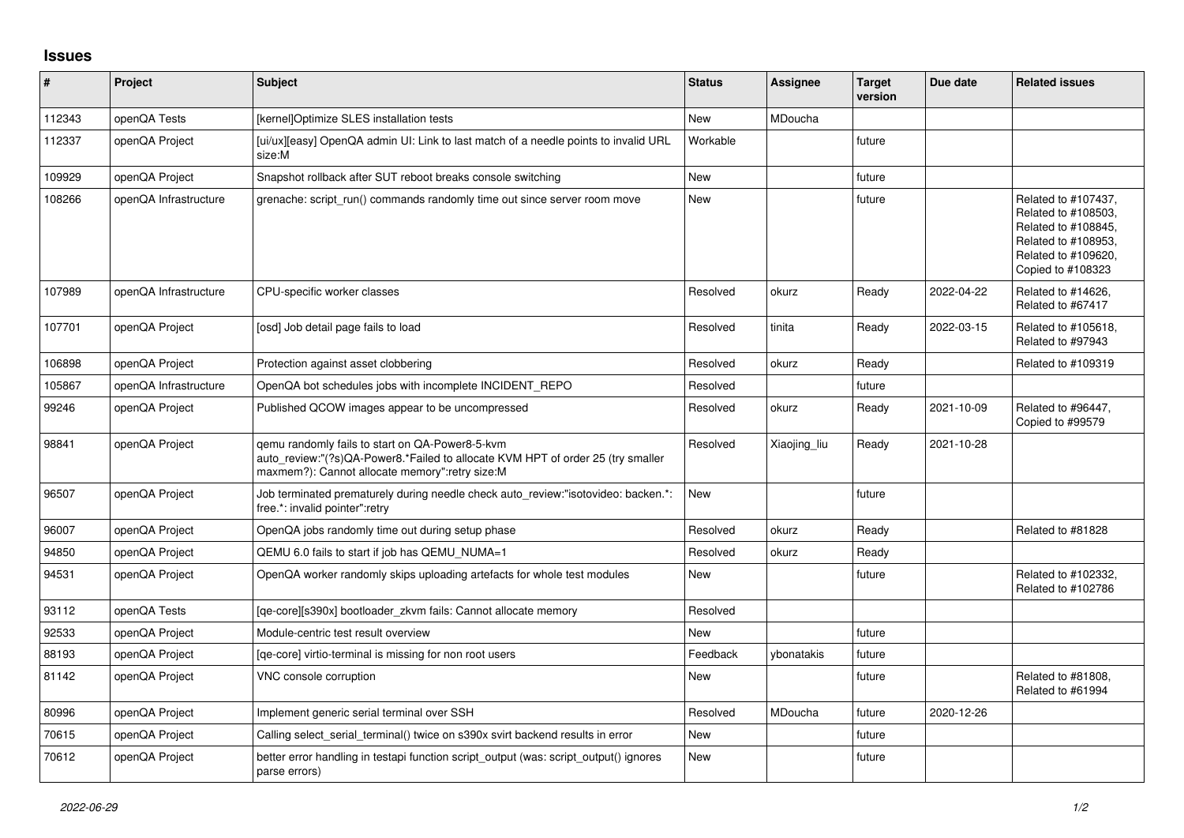## Issues

| # | Project | Subject | Status | Assignee | Target version | Due date | Related issues |
|---|---|---|---|---|---|---|---|
| 112343 | openQA Tests | [kernel]Optimize SLES installation tests | New | MDoucha | | | |
| 112337 | openQA Project | [ui/ux][easy] OpenQA admin UI: Link to last match of a needle points to invalid URL size:M | Workable | | future | | |
| 109929 | openQA Project | Snapshot rollback after SUT reboot breaks console switching | New | | future | | |
| 108266 | openQA Infrastructure | grenache: script_run() commands randomly time out since server room move | New | | future | | Related to #107437, Related to #108503, Related to #108845, Related to #108953, Related to #109620, Copied to #108323 |
| 107989 | openQA Infrastructure | CPU-specific worker classes | Resolved | okurz | Ready | 2022-04-22 | Related to #14626, Related to #67417 |
| 107701 | openQA Project | [osd] Job detail page fails to load | Resolved | tinita | Ready | 2022-03-15 | Related to #105618, Related to #97943 |
| 106898 | openQA Project | Protection against asset clobbering | Resolved | okurz | Ready | | Related to #109319 |
| 105867 | openQA Infrastructure | OpenQA bot schedules jobs with incomplete INCIDENT_REPO | Resolved | | future | | |
| 99246 | openQA Project | Published QCOW images appear to be uncompressed | Resolved | okurz | Ready | 2021-10-09 | Related to #96447, Copied to #99579 |
| 98841 | openQA Project | qemu randomly fails to start on QA-Power8-5-kvm auto_review:"(?s)QA-Power8.*Failed to allocate KVM HPT of order 25 (try smaller maxmem?): Cannot allocate memory":retry size:M | Resolved | Xiaojing_liu | Ready | 2021-10-28 | |
| 96507 | openQA Project | Job terminated prematurely during needle check auto_review:"isotovideo: backen.*: free.*: invalid pointer":retry | New | | future | | |
| 96007 | openQA Project | OpenQA jobs randomly time out during setup phase | Resolved | okurz | Ready | | Related to #81828 |
| 94850 | openQA Project | QEMU 6.0 fails to start if job has QEMU_NUMA=1 | Resolved | okurz | Ready | | |
| 94531 | openQA Project | OpenQA worker randomly skips uploading artefacts for whole test modules | New | | future | | Related to #102332, Related to #102786 |
| 93112 | openQA Tests | [qe-core][s390x] bootloader_zkvm fails: Cannot allocate memory | Resolved | | | | |
| 92533 | openQA Project | Module-centric test result overview | New | | future | | |
| 88193 | openQA Project | [qe-core] virtio-terminal is missing for non root users | Feedback | ybonatakis | future | | |
| 81142 | openQA Project | VNC console corruption | New | | future | | Related to #81808, Related to #61994 |
| 80996 | openQA Project | Implement generic serial terminal over SSH | Resolved | MDoucha | future | 2020-12-26 | |
| 70615 | openQA Project | Calling select_serial_terminal() twice on s390x svirt backend results in error | New | | future | | |
| 70612 | openQA Project | better error handling in testapi function script_output (was: script_output() ignores parse errors) | New | | future | | |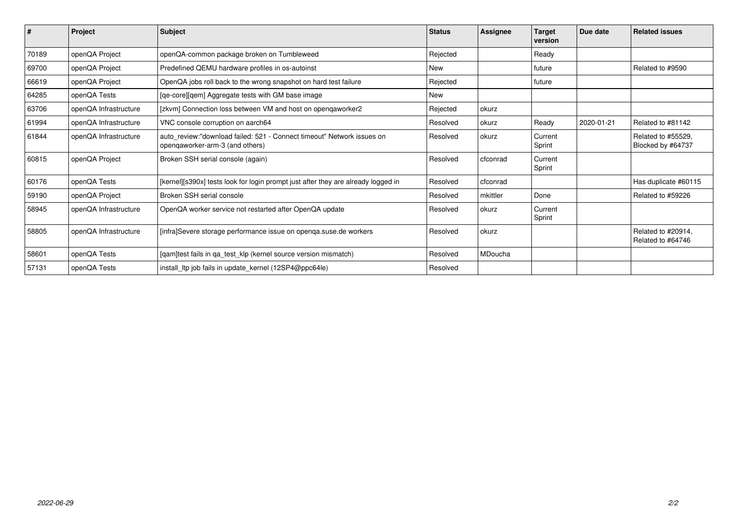| # | Project | Subject | Status | Assignee | Target version | Due date | Related issues |
|---|---|---|---|---|---|---|---|
| 70189 | openQA Project | openQA-common package broken on Tumbleweed | Rejected | | Ready | | |
| 69700 | openQA Project | Predefined QEMU hardware profiles in os-autoinst | New | | future | | Related to #9590 |
| 66619 | openQA Project | OpenQA jobs roll back to the wrong snapshot on hard test failure | Rejected | | future | | |
| 64285 | openQA Tests | [qe-core][qem] Aggregate tests with GM base image | New | | | | |
| 63706 | openQA Infrastructure | [zkvm] Connection loss between VM and host on openqaworker2 | Rejected | okurz | | | |
| 61994 | openQA Infrastructure | VNC console corruption on aarch64 | Resolved | okurz | Ready | 2020-01-21 | Related to #81142 |
| 61844 | openQA Infrastructure | auto_review:"download failed: 521 - Connect timeout" Network issues on openqaworker-arm-3 (and others) | Resolved | okurz | Current Sprint | | Related to #55529, Blocked by #64737 |
| 60815 | openQA Project | Broken SSH serial console (again) | Resolved | cfconrad | Current Sprint | | |
| 60176 | openQA Tests | [kernel][s390x] tests look for login prompt just after they are already logged in | Resolved | cfconrad | | | Has duplicate #60115 |
| 59190 | openQA Project | Broken SSH serial console | Resolved | mkittler | Done | | Related to #59226 |
| 58945 | openQA Infrastructure | OpenQA worker service not restarted after OpenQA update | Resolved | okurz | Current Sprint | | |
| 58805 | openQA Infrastructure | [infra]Severe storage performance issue on openqa.suse.de workers | Resolved | okurz | | | Related to #20914, Related to #64746 |
| 58601 | openQA Tests | [qam]test fails in qa_test_klp (kernel source version mismatch) | Resolved | MDoucha | | | |
| 57131 | openQA Tests | install_ltp job fails in update_kernel (12SP4@ppc64le) | Resolved | | | | |